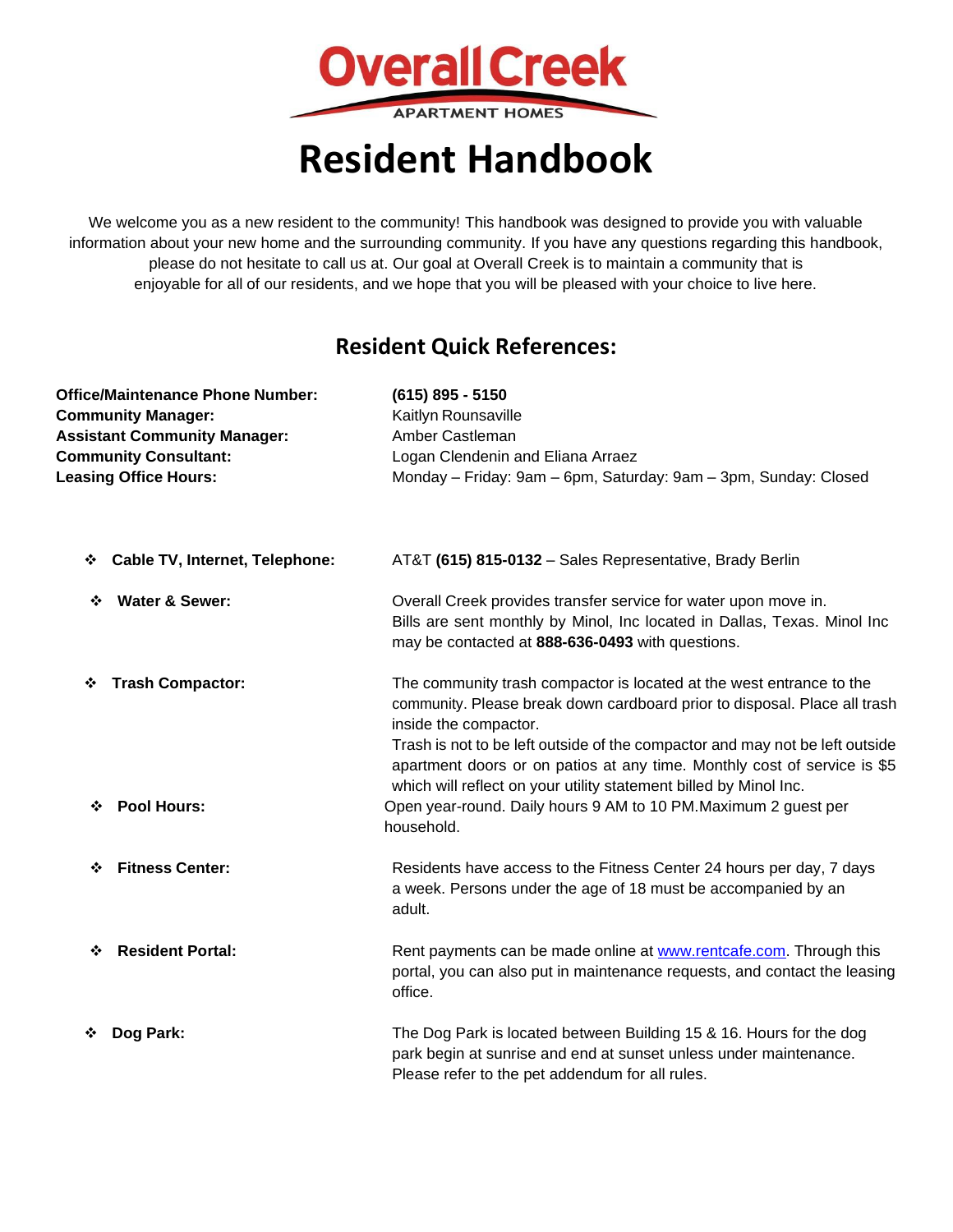# Overall Creek

APARTMENT HOMES

# Resident Handbook

We welcome you as a new resident to the community! This handbook was designed to provide you with valuable information about your new home and the surrounding community. If you have any questions regarding this handbook, please do not hesitate to call us at. Our goal at Overall Creek is to maintain a community that is enjoyable for all of our residents, and we hope that you will be pleased with your choice to live here.

## Resident Quick References:

**Office/Maintenance Phone Number:** **(615) 895 - 5150**
**Community Manager:** Kaitlyn Rounsaville
**Assistant Community Manager:** Amber Castleman
**Community Consultant:** Logan Clendenin and Eliana Arraez
**Leasing Office Hours:** Monday – Friday: 9am – 6pm, Saturday: 9am – 3pm, Sunday: Closed

- **Cable TV, Internet, Telephone:** AT&T **(615) 815-0132** – Sales Representative, Brady Berlin
- **Water & Sewer:** Overall Creek provides transfer service for water upon move in. Bills are sent monthly by Minol, Inc located in Dallas, Texas. Minol Inc may be contacted at **888-636-0493** with questions.
- **Trash Compactor:** The community trash compactor is located at the west entrance to the community. Please break down cardboard prior to disposal. Place all trash inside the compactor.
  Trash is not to be left outside of the compactor and may not be left outside apartment doors or on patios at any time. Monthly cost of service is $5 which will reflect on your utility statement billed by Minol Inc.
- **Pool Hours:** Open year-round. Daily hours 9 AM to 10 PM.Maximum 2 guest per household.
- **Fitness Center:** Residents have access to the Fitness Center 24 hours per day, 7 days a week. Persons under the age of 18 must be accompanied by an adult.
- **Resident Portal:** Rent payments can be made online at www.rentcafe.com. Through this portal, you can also put in maintenance requests, and contact the leasing office.
- **Dog Park:** The Dog Park is located between Building 15 & 16. Hours for the dog park begin at sunrise and end at sunset unless under maintenance. Please refer to the pet addendum for all rules.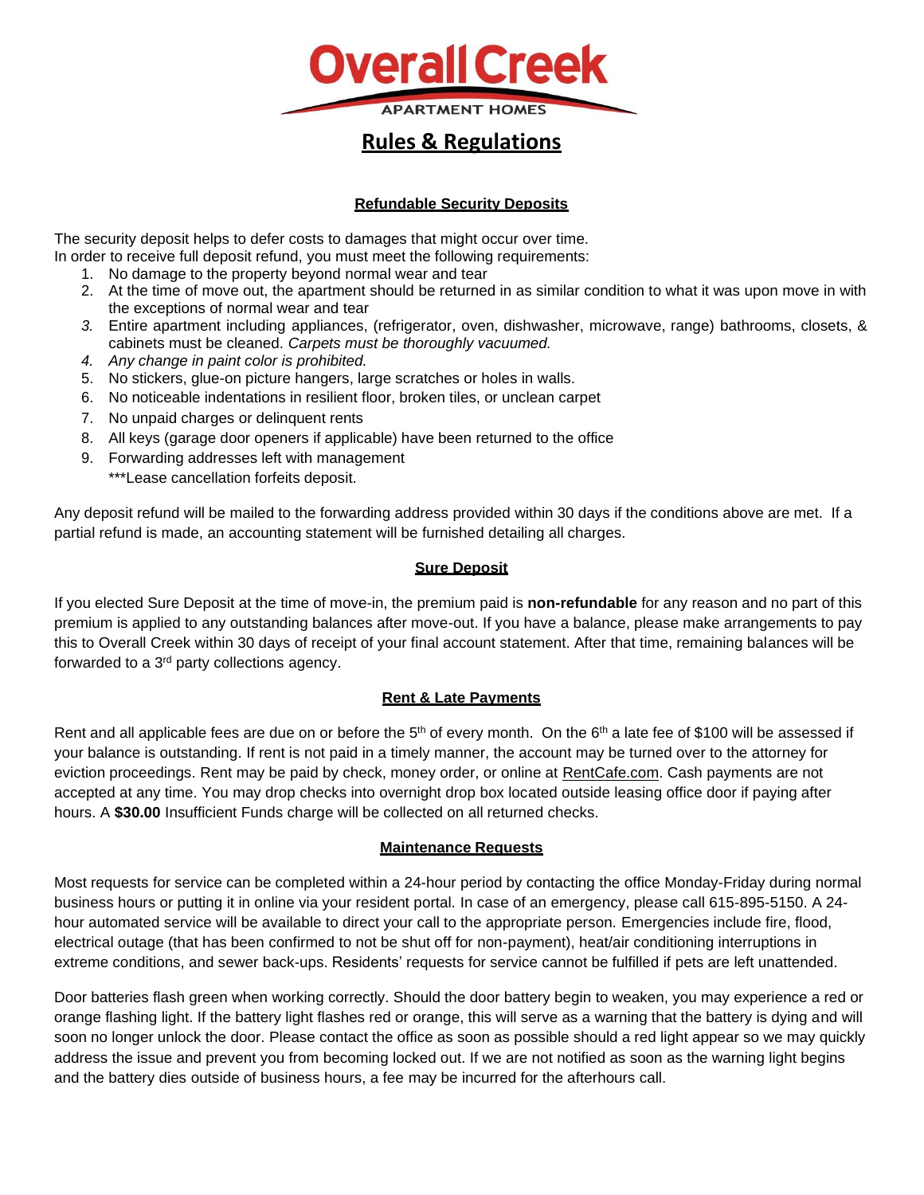# Overall Creek

APARTMENT HOMES

## Rules & Regulations

### Refundable Security Deposits

The security deposit helps to defer costs to damages that might occur over time.
In order to receive full deposit refund, you must meet the following requirements:

1. No damage to the property beyond normal wear and tear
2. At the time of move out, the apartment should be returned in as similar condition to what it was upon move in with the exceptions of normal wear and tear
3. Entire apartment including appliances, (refrigerator, oven, dishwasher, microwave, range) bathrooms, closets, & cabinets must be cleaned. *Carpets must be thoroughly vacuumed.*
4. *Any change in paint color is prohibited.*
5. No stickers, glue-on picture hangers, large scratches or holes in walls.
6. No noticeable indentations in resilient floor, broken tiles, or unclean carpet
7. No unpaid charges or delinquent rents
8. All keys (garage door openers if applicable) have been returned to the office
9. Forwarding addresses left with management

***Lease cancellation forfeits deposit.

Any deposit refund will be mailed to the forwarding address provided within 30 days if the conditions above are met. If a partial refund is made, an accounting statement will be furnished detailing all charges.

### Sure Deposit

If you elected Sure Deposit at the time of move-in, the premium paid is **non-refundable** for any reason and no part of this premium is applied to any outstanding balances after move-out. If you have a balance, please make arrangements to pay this to Overall Creek within 30 days of receipt of your final account statement. After that time, remaining balances will be forwarded to a 3rd party collections agency.

### Rent & Late Payments

Rent and all applicable fees are due on or before the 5th of every month. On the 6th a late fee of $100 will be assessed if your balance is outstanding. If rent is not paid in a timely manner, the account may be turned over to the attorney for eviction proceedings. Rent may be paid by check, money order, or online at RentCafe.com. Cash payments are not accepted at any time. You may drop checks into overnight drop box located outside leasing office door if paying after hours. A **$30.00** Insufficient Funds charge will be collected on all returned checks.

### Maintenance Requests

Most requests for service can be completed within a 24-hour period by contacting the office Monday-Friday during normal business hours or putting it in online via your resident portal. In case of an emergency, please call 615-895-5150. A 24-hour automated service will be available to direct your call to the appropriate person. Emergencies include fire, flood, electrical outage (that has been confirmed to not be shut off for non-payment), heat/air conditioning interruptions in extreme conditions, and sewer back-ups. Residents' requests for service cannot be fulfilled if pets are left unattended.

Door batteries flash green when working correctly. Should the door battery begin to weaken, you may experience a red or orange flashing light. If the battery light flashes red or orange, this will serve as a warning that the battery is dying and will soon no longer unlock the door. Please contact the office as soon as possible should a red light appear so we may quickly address the issue and prevent you from becoming locked out. If we are not notified as soon as the warning light begins and the battery dies outside of business hours, a fee may be incurred for the afterhours call.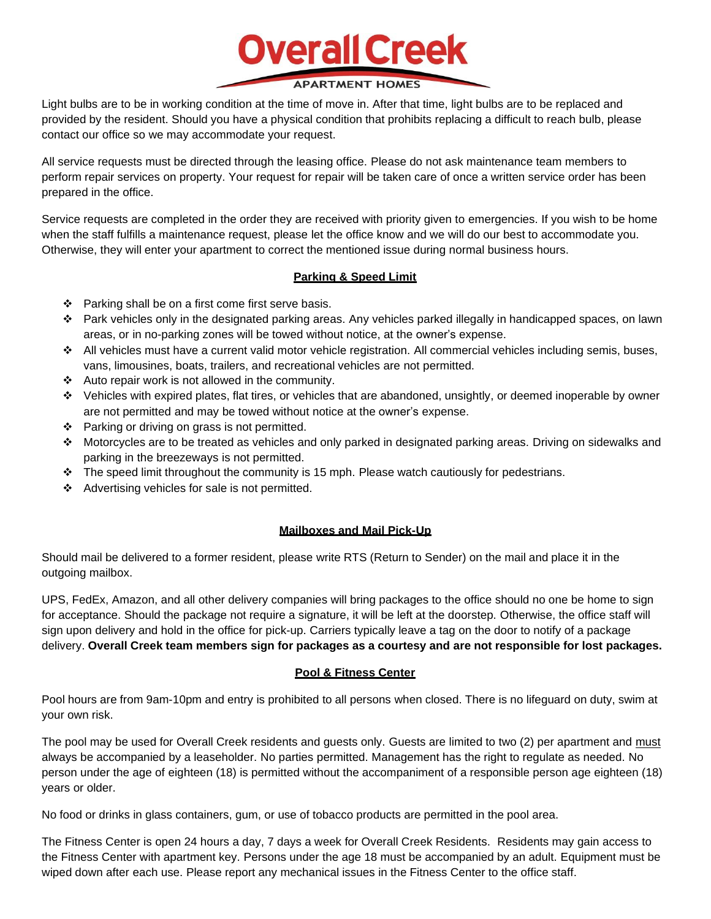Light bulbs are to be in working condition at the time of move in. After that time, light bulbs are to be replaced and provided by the resident. Should you have a physical condition that prohibits replacing a difficult to reach bulb, please contact our office so we may accommodate your request.

All service requests must be directed through the leasing office. Please do not ask maintenance team members to perform repair services on property. Your request for repair will be taken care of once a written service order has been prepared in the office.

Service requests are completed in the order they are received with priority given to emergencies. If you wish to be home when the staff fulfills a maintenance request, please let the office know and we will do our best to accommodate you. Otherwise, they will enter your apartment to correct the mentioned issue during normal business hours.

## Parking & Speed Limit

- Parking shall be on a first come first serve basis.
- Park vehicles only in the designated parking areas. Any vehicles parked illegally in handicapped spaces, on lawn areas, or in no-parking zones will be towed without notice, at the owner's expense.
- All vehicles must have a current valid motor vehicle registration. All commercial vehicles including semis, buses, vans, limousines, boats, trailers, and recreational vehicles are not permitted.
- Auto repair work is not allowed in the community.
- Vehicles with expired plates, flat tires, or vehicles that are abandoned, unsightly, or deemed inoperable by owner are not permitted and may be towed without notice at the owner's expense.
- Parking or driving on grass is not permitted.
- Motorcycles are to be treated as vehicles and only parked in designated parking areas. Driving on sidewalks and parking in the breezeways is not permitted.
- The speed limit throughout the community is 15 mph. Please watch cautiously for pedestrians.
- Advertising vehicles for sale is not permitted.

## Mailboxes and Mail Pick-Up

Should mail be delivered to a former resident, please write RTS (Return to Sender) on the mail and place it in the outgoing mailbox.

UPS, FedEx, Amazon, and all other delivery companies will bring packages to the office should no one be home to sign for acceptance. Should the package not require a signature, it will be left at the doorstep. Otherwise, the office staff will sign upon delivery and hold in the office for pick-up. Carriers typically leave a tag on the door to notify of a package delivery. **Overall Creek team members sign for packages as a courtesy and are not responsible for lost packages.**

## Pool & Fitness Center

Pool hours are from 9am-10pm and entry is prohibited to all persons when closed. There is no lifeguard on duty, swim at your own risk.

The pool may be used for Overall Creek residents and guests only. Guests are limited to two (2) per apartment and must always be accompanied by a leaseholder. No parties permitted. Management has the right to regulate as needed. No person under the age of eighteen (18) is permitted without the accompaniment of a responsible person age eighteen (18) years or older.

No food or drinks in glass containers, gum, or use of tobacco products are permitted in the pool area.

The Fitness Center is open 24 hours a day, 7 days a week for Overall Creek Residents. Residents may gain access to the Fitness Center with apartment key. Persons under the age 18 must be accompanied by an adult. Equipment must be wiped down after each use. Please report any mechanical issues in the Fitness Center to the office staff.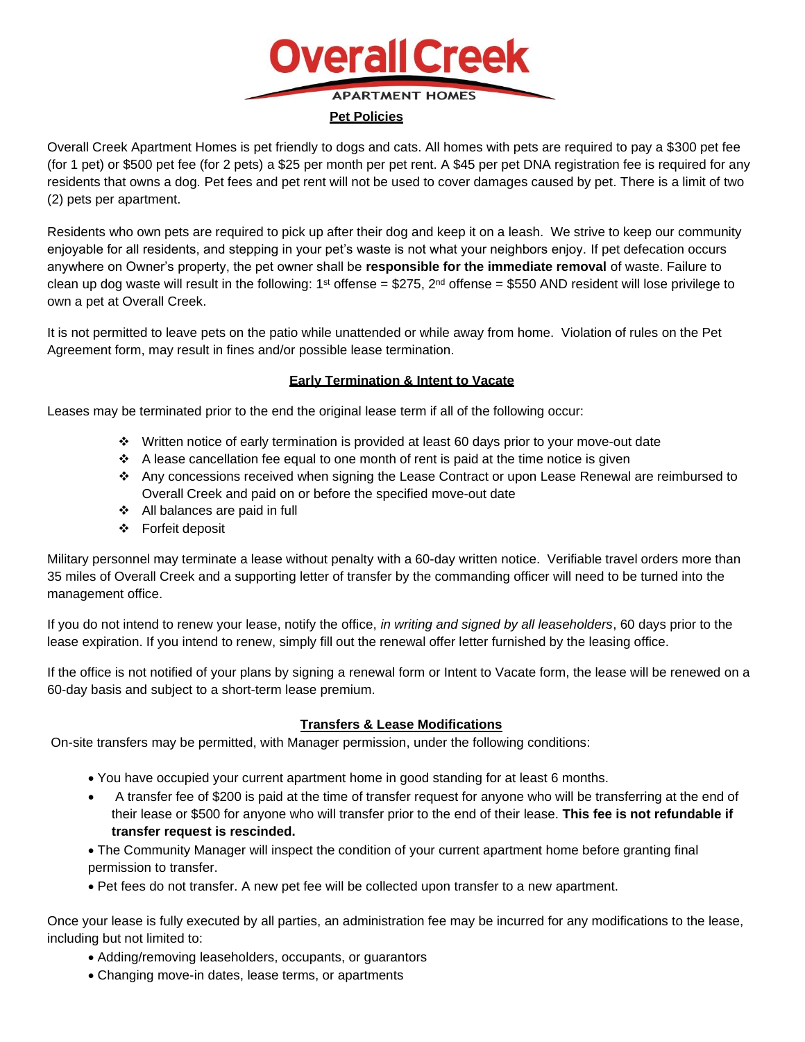# Overall Creek

APARTMENT HOMES

## Pet Policies

Overall Creek Apartment Homes is pet friendly to dogs and cats. All homes with pets are required to pay a $300 pet fee (for 1 pet) or $500 pet fee (for 2 pets) a $25 per month per pet rent. A $45 per pet DNA registration fee is required for any residents that owns a dog. Pet fees and pet rent will not be used to cover damages caused by pet. There is a limit of two (2) pets per apartment.

Residents who own pets are required to pick up after their dog and keep it on a leash. We strive to keep our community enjoyable for all residents, and stepping in your pet's waste is not what your neighbors enjoy. If pet defecation occurs anywhere on Owner's property, the pet owner shall be **responsible for the immediate removal** of waste. Failure to clean up dog waste will result in the following: 1st offense = $275, 2nd offense = $550 AND resident will lose privilege to own a pet at Overall Creek.

It is not permitted to leave pets on the patio while unattended or while away from home. Violation of rules on the Pet Agreement form, may result in fines and/or possible lease termination.

## Early Termination & Intent to Vacate

Leases may be terminated prior to the end the original lease term if all of the following occur:

- Written notice of early termination is provided at least 60 days prior to your move-out date
- A lease cancellation fee equal to one month of rent is paid at the time notice is given
- Any concessions received when signing the Lease Contract or upon Lease Renewal are reimbursed to Overall Creek and paid on or before the specified move-out date
- All balances are paid in full
- Forfeit deposit

Military personnel may terminate a lease without penalty with a 60-day written notice. Verifiable travel orders more than 35 miles of Overall Creek and a supporting letter of transfer by the commanding officer will need to be turned into the management office.

If you do not intend to renew your lease, notify the office, *in writing and signed by all leaseholders*, 60 days prior to the lease expiration. If you intend to renew, simply fill out the renewal offer letter furnished by the leasing office.

If the office is not notified of your plans by signing a renewal form or Intent to Vacate form, the lease will be renewed on a 60-day basis and subject to a short-term lease premium.

## Transfers & Lease Modifications

On-site transfers may be permitted, with Manager permission, under the following conditions:

- You have occupied your current apartment home in good standing for at least 6 months.
- A transfer fee of $200 is paid at the time of transfer request for anyone who will be transferring at the end of their lease or $500 for anyone who will transfer prior to the end of their lease. **This fee is not refundable if transfer request is rescinded.**
- The Community Manager will inspect the condition of your current apartment home before granting final permission to transfer.
- Pet fees do not transfer. A new pet fee will be collected upon transfer to a new apartment.

Once your lease is fully executed by all parties, an administration fee may be incurred for any modifications to the lease, including but not limited to:

- Adding/removing leaseholders, occupants, or guarantors
- Changing move-in dates, lease terms, or apartments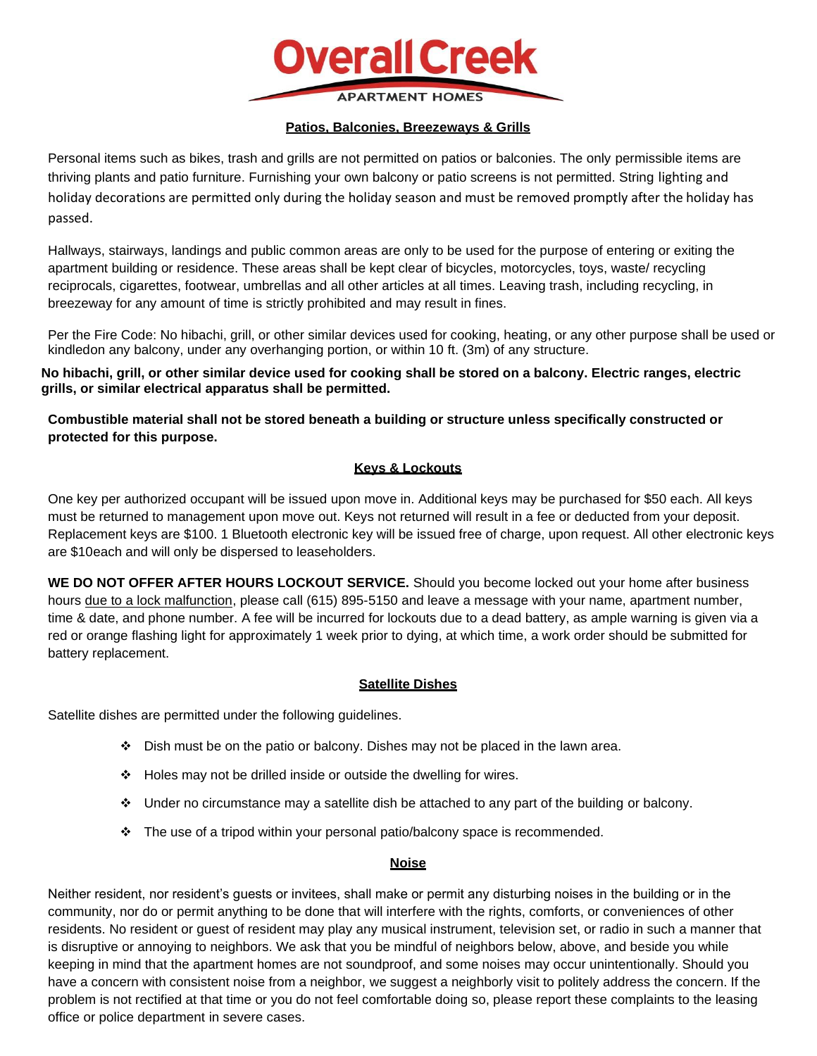# Overall Creek

APARTMENT HOMES

## Patios, Balconies, Breezeways & Grills

Personal items such as bikes, trash and grills are not permitted on patios or balconies. The only permissible items are thriving plants and patio furniture. Furnishing your own balcony or patio screens is not permitted. String lighting and holiday decorations are permitted only during the holiday season and must be removed promptly after the holiday has passed.

Hallways, stairways, landings and public common areas are only to be used for the purpose of entering or exiting the apartment building or residence. These areas shall be kept clear of bicycles, motorcycles, toys, waste/ recycling reciprocals, cigarettes, footwear, umbrellas and all other articles at all times. Leaving trash, including recycling, in breezeway for any amount of time is strictly prohibited and may result in fines.

Per the Fire Code: No hibachi, grill, or other similar devices used for cooking, heating, or any other purpose shall be used or kindledon any balcony, under any overhanging portion, or within 10 ft. (3m) of any structure.

**No hibachi, grill, or other similar device used for cooking shall be stored on a balcony. Electric ranges, electric grills, or similar electrical apparatus shall be permitted.**

**Combustible material shall not be stored beneath a building or structure unless specifically constructed or protected for this purpose.**

## Keys & Lockouts

One key per authorized occupant will be issued upon move in. Additional keys may be purchased for $50 each. All keys must be returned to management upon move out. Keys not returned will result in a fee or deducted from your deposit. Replacement keys are $100. 1 Bluetooth electronic key will be issued free of charge, upon request. All other electronic keys are $10each and will only be dispersed to leaseholders.

**WE DO NOT OFFER AFTER HOURS LOCKOUT SERVICE.** Should you become locked out your home after business hours due to a lock malfunction, please call (615) 895-5150 and leave a message with your name, apartment number, time & date, and phone number. A fee will be incurred for lockouts due to a dead battery, as ample warning is given via a red or orange flashing light for approximately 1 week prior to dying, at which time, a work order should be submitted for battery replacement.

## Satellite Dishes

Satellite dishes are permitted under the following guidelines.

- Dish must be on the patio or balcony. Dishes may not be placed in the lawn area.
- Holes may not be drilled inside or outside the dwelling for wires.
- Under no circumstance may a satellite dish be attached to any part of the building or balcony.
- The use of a tripod within your personal patio/balcony space is recommended.

## Noise

Neither resident, nor resident's guests or invitees, shall make or permit any disturbing noises in the building or in the community, nor do or permit anything to be done that will interfere with the rights, comforts, or conveniences of other residents. No resident or guest of resident may play any musical instrument, television set, or radio in such a manner that is disruptive or annoying to neighbors. We ask that you be mindful of neighbors below, above, and beside you while keeping in mind that the apartment homes are not soundproof, and some noises may occur unintentionally. Should you have a concern with consistent noise from a neighbor, we suggest a neighborly visit to politely address the concern. If the problem is not rectified at that time or you do not feel comfortable doing so, please report these complaints to the leasing office or police department in severe cases.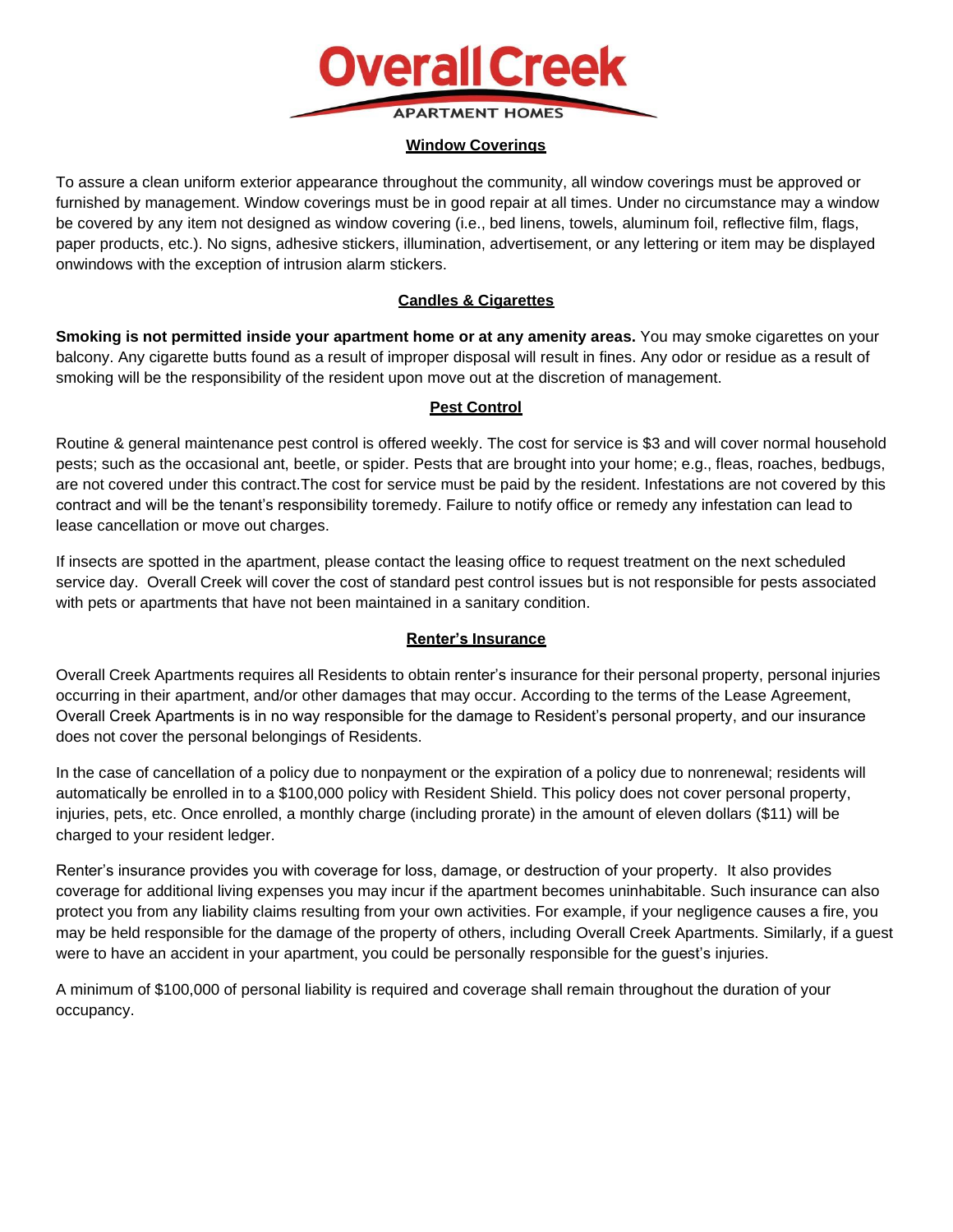## Window Coverings

To assure a clean uniform exterior appearance throughout the community, all window coverings must be approved or furnished by management. Window coverings must be in good repair at all times. Under no circumstance may a window be covered by any item not designed as window covering (i.e., bed linens, towels, aluminum foil, reflective film, flags, paper products, etc.). No signs, adhesive stickers, illumination, advertisement, or any lettering or item may be displayed onwindows with the exception of intrusion alarm stickers.

## Candles & Cigarettes

**Smoking is not permitted inside your apartment home or at any amenity areas.** You may smoke cigarettes on your balcony. Any cigarette butts found as a result of improper disposal will result in fines. Any odor or residue as a result of smoking will be the responsibility of the resident upon move out at the discretion of management.

## Pest Control

Routine & general maintenance pest control is offered weekly. The cost for service is $3 and will cover normal household pests; such as the occasional ant, beetle, or spider. Pests that are brought into your home; e.g., fleas, roaches, bedbugs, are not covered under this contract.The cost for service must be paid by the resident. Infestations are not covered by this contract and will be the tenant's responsibility toremedy. Failure to notify office or remedy any infestation can lead to lease cancellation or move out charges.

If insects are spotted in the apartment, please contact the leasing office to request treatment on the next scheduled service day. Overall Creek will cover the cost of standard pest control issues but is not responsible for pests associated with pets or apartments that have not been maintained in a sanitary condition.

## Renter's Insurance

Overall Creek Apartments requires all Residents to obtain renter's insurance for their personal property, personal injuries occurring in their apartment, and/or other damages that may occur. According to the terms of the Lease Agreement, Overall Creek Apartments is in no way responsible for the damage to Resident's personal property, and our insurance does not cover the personal belongings of Residents.

In the case of cancellation of a policy due to nonpayment or the expiration of a policy due to nonrenewal; residents will automatically be enrolled in to a $100,000 policy with Resident Shield. This policy does not cover personal property, injuries, pets, etc. Once enrolled, a monthly charge (including prorate) in the amount of eleven dollars ($11) will be charged to your resident ledger.

Renter's insurance provides you with coverage for loss, damage, or destruction of your property. It also provides coverage for additional living expenses you may incur if the apartment becomes uninhabitable. Such insurance can also protect you from any liability claims resulting from your own activities. For example, if your negligence causes a fire, you may be held responsible for the damage of the property of others, including Overall Creek Apartments. Similarly, if a guest were to have an accident in your apartment, you could be personally responsible for the guest's injuries.

A minimum of $100,000 of personal liability is required and coverage shall remain throughout the duration of your occupancy.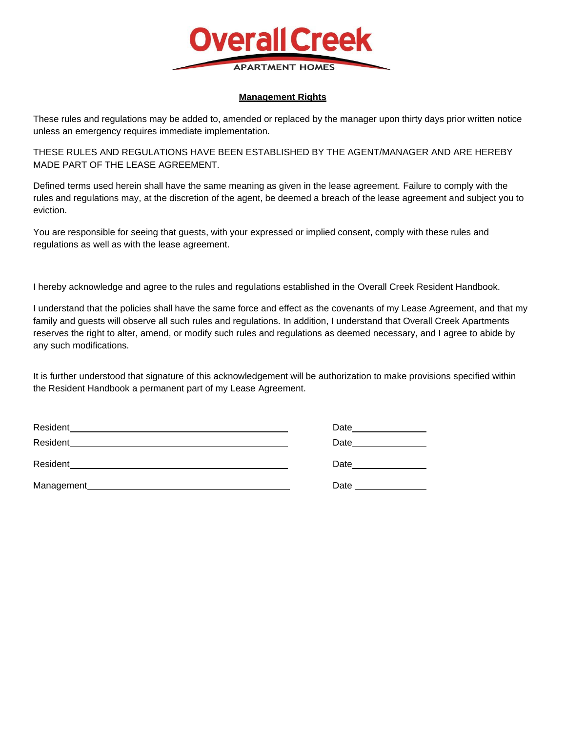Overall Creek
APARTMENT HOMES

**Management Rights**

These rules and regulations may be added to, amended or replaced by the manager upon thirty days prior written notice unless an emergency requires immediate implementation.

THESE RULES AND REGULATIONS HAVE BEEN ESTABLISHED BY THE AGENT/MANAGER AND ARE HEREBY MADE PART OF THE LEASE AGREEMENT.

Defined terms used herein shall have the same meaning as given in the lease agreement. Failure to comply with the rules and regulations may, at the discretion of the agent, be deemed a breach of the lease agreement and subject you to eviction.

You are responsible for seeing that guests, with your expressed or implied consent, comply with these rules and regulations as well as with the lease agreement.

I hereby acknowledge and agree to the rules and regulations established in the Overall Creek Resident Handbook.

I understand that the policies shall have the same force and effect as the covenants of my Lease Agreement, and that my family and guests will observe all such rules and regulations. In addition, I understand that Overall Creek Apartments reserves the right to alter, amend, or modify such rules and regulations as deemed necessary, and I agree to abide by any such modifications.

It is further understood that signature of this acknowledgement will be authorization to make provisions specified within the Resident Handbook a permanent part of my Lease Agreement.

Resident\_\_\_\_\_\_\_\_\_\_\_\_\_\_\_\_\_\_\_\_\_\_\_\_\_\_\_\_\_\_\_\_\_\_\_\_ Date\_\_\_\_\_\_\_\_\_\_\_\_

Resident\_\_\_\_\_\_\_\_\_\_\_\_\_\_\_\_\_\_\_\_\_\_\_\_\_\_\_\_\_\_\_\_\_\_\_\_ Date\_\_\_\_\_\_\_\_\_\_\_\_

Resident\_\_\_\_\_\_\_\_\_\_\_\_\_\_\_\_\_\_\_\_\_\_\_\_\_\_\_\_\_\_\_\_\_\_\_\_ Date\_\_\_\_\_\_\_\_\_\_\_\_

Management\_\_\_\_\_\_\_\_\_\_\_\_\_\_\_\_\_\_\_\_\_\_\_\_\_\_\_\_\_\_\_\_\_ Date\_\_\_\_\_\_\_\_\_\_\_\_